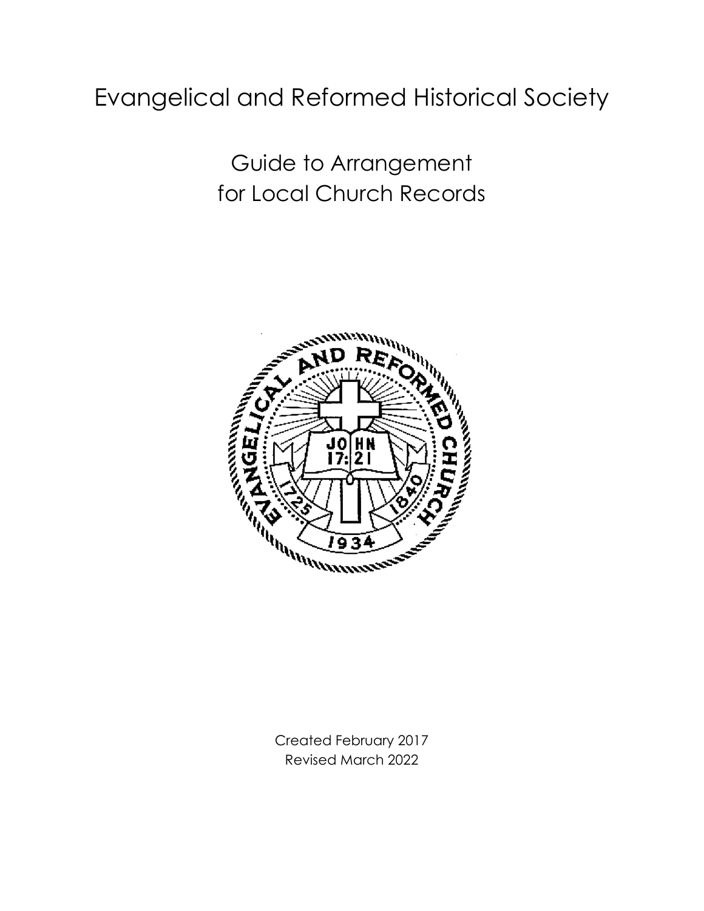# Evangelical and Reformed Historical Society

## Guide to Arrangement for Local Church Records

Created February 2017
Revised March 2022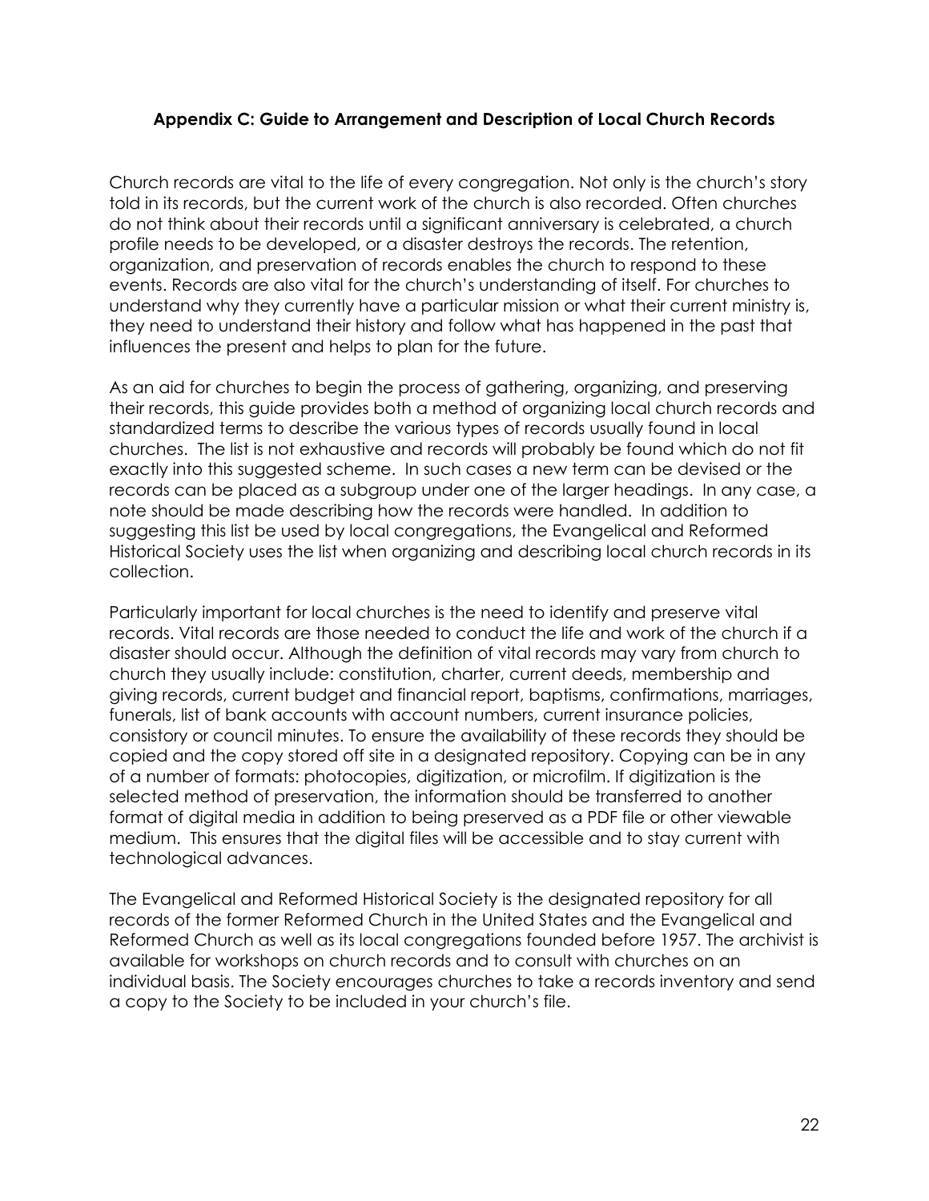## Appendix C: Guide to Arrangement and Description of Local Church Records

Church records are vital to the life of every congregation. Not only is the church's story told in its records, but the current work of the church is also recorded. Often churches do not think about their records until a significant anniversary is celebrated, a church profile needs to be developed, or a disaster destroys the records. The retention, organization, and preservation of records enables the church to respond to these events. Records are also vital for the church's understanding of itself. For churches to understand why they currently have a particular mission or what their current ministry is, they need to understand their history and follow what has happened in the past that influences the present and helps to plan for the future.

As an aid for churches to begin the process of gathering, organizing, and preserving their records, this guide provides both a method of organizing local church records and standardized terms to describe the various types of records usually found in local churches. The list is not exhaustive and records will probably be found which do not fit exactly into this suggested scheme. In such cases a new term can be devised or the records can be placed as a subgroup under one of the larger headings. In any case, a note should be made describing how the records were handled. In addition to suggesting this list be used by local congregations, the Evangelical and Reformed Historical Society uses the list when organizing and describing local church records in its collection.

Particularly important for local churches is the need to identify and preserve vital records. Vital records are those needed to conduct the life and work of the church if a disaster should occur. Although the definition of vital records may vary from church to church they usually include: constitution, charter, current deeds, membership and giving records, current budget and financial report, baptisms, confirmations, marriages, funerals, list of bank accounts with account numbers, current insurance policies, consistory or council minutes. To ensure the availability of these records they should be copied and the copy stored off site in a designated repository. Copying can be in any of a number of formats: photocopies, digitization, or microfilm. If digitization is the selected method of preservation, the information should be transferred to another format of digital media in addition to being preserved as a PDF file or other viewable medium. This ensures that the digital files will be accessible and to stay current with technological advances.

The Evangelical and Reformed Historical Society is the designated repository for all records of the former Reformed Church in the United States and the Evangelical and Reformed Church as well as its local congregations founded before 1957. The archivist is available for workshops on church records and to consult with churches on an individual basis. The Society encourages churches to take a records inventory and send a copy to the Society to be included in your church's file.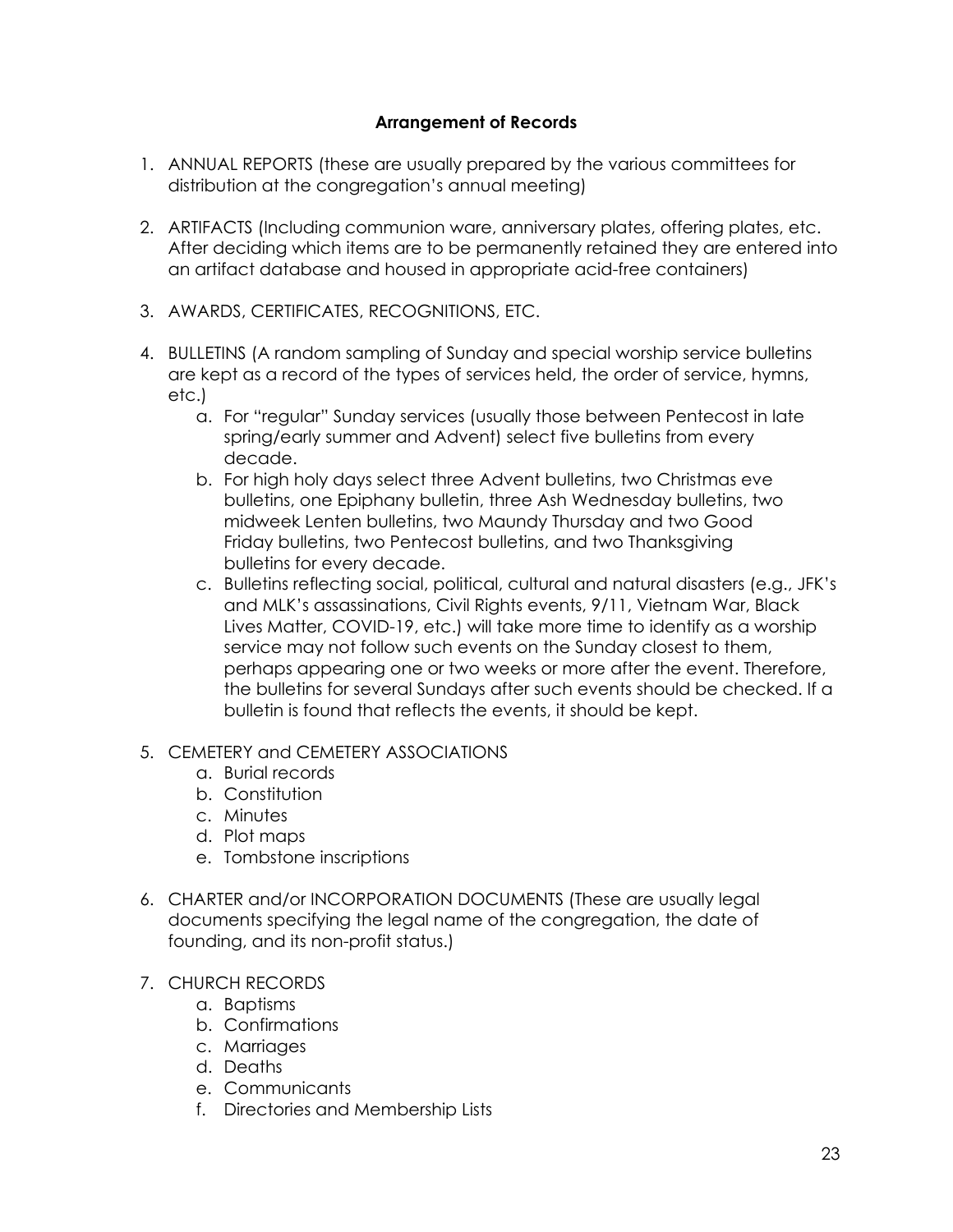**Arrangement of Records**

1. ANNUAL REPORTS (these are usually prepared by the various committees for distribution at the congregation's annual meeting)

2. ARTIFACTS (Including communion ware, anniversary plates, offering plates, etc. After deciding which items are to be permanently retained they are entered into an artifact database and housed in appropriate acid-free containers)

3. AWARDS, CERTIFICATES, RECOGNITIONS, ETC.

4. BULLETINS (A random sampling of Sunday and special worship service bulletins are kept as a record of the types of services held, the order of service, hymns, etc.)
   a. For "regular" Sunday services (usually those between Pentecost in late spring/early summer and Advent) select five bulletins from every decade.
   b. For high holy days select three Advent bulletins, two Christmas eve bulletins, one Epiphany bulletin, three Ash Wednesday bulletins, two midweek Lenten bulletins, two Maundy Thursday and two Good Friday bulletins, two Pentecost bulletins, and two Thanksgiving bulletins for every decade.
   c. Bulletins reflecting social, political, cultural and natural disasters (e.g., JFK's and MLK's assassinations, Civil Rights events, 9/11, Vietnam War, Black Lives Matter, COVID-19, etc.) will take more time to identify as a worship service may not follow such events on the Sunday closest to them, perhaps appearing one or two weeks or more after the event. Therefore, the bulletins for several Sundays after such events should be checked. If a bulletin is found that reflects the events, it should be kept.

5. CEMETERY and CEMETERY ASSOCIATIONS
   a. Burial records
   b. Constitution
   c. Minutes
   d. Plot maps
   e. Tombstone inscriptions

6. CHARTER and/or INCORPORATION DOCUMENTS (These are usually legal documents specifying the legal name of the congregation, the date of founding, and its non-profit status.)

7. CHURCH RECORDS
   a. Baptisms
   b. Confirmations
   c. Marriages
   d. Deaths
   e. Communicants
   f. Directories and Membership Lists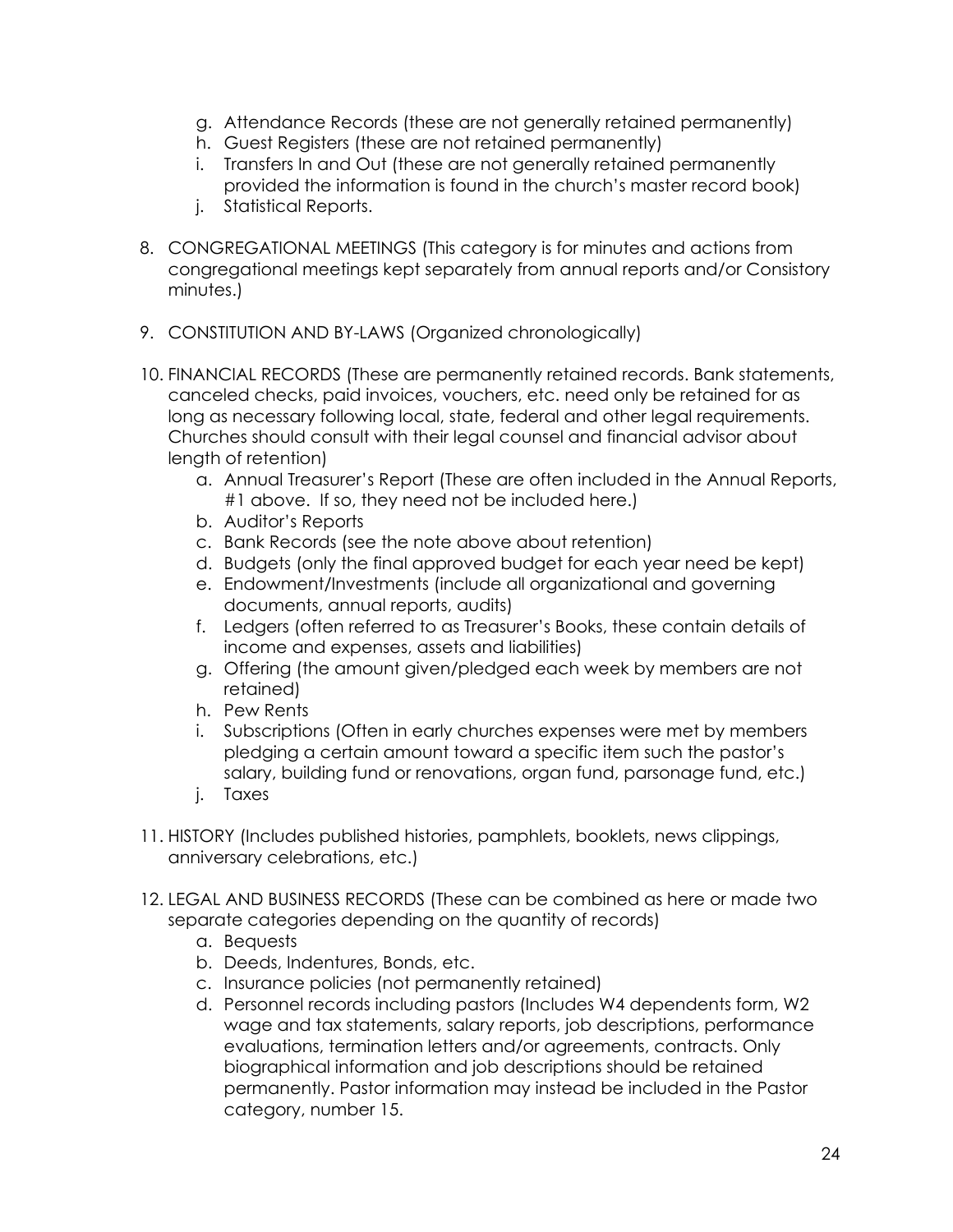g. Attendance Records (these are not generally retained permanently)
   h. Guest Registers (these are not retained permanently)
   i. Transfers In and Out (these are not generally retained permanently provided the information is found in the church's master record book)
   j. Statistical Reports.

8. CONGREGATIONAL MEETINGS (This category is for minutes and actions from congregational meetings kept separately from annual reports and/or Consistory minutes.)

9. CONSTITUTION AND BY-LAWS (Organized chronologically)

10. FINANCIAL RECORDS (These are permanently retained records. Bank statements, canceled checks, paid invoices, vouchers, etc. need only be retained for as long as necessary following local, state, federal and other legal requirements. Churches should consult with their legal counsel and financial advisor about length of retention)
    a. Annual Treasurer's Report (These are often included in the Annual Reports, #1 above. If so, they need not be included here.)
    b. Auditor's Reports
    c. Bank Records (see the note above about retention)
    d. Budgets (only the final approved budget for each year need be kept)
    e. Endowment/Investments (include all organizational and governing documents, annual reports, audits)
    f. Ledgers (often referred to as Treasurer's Books, these contain details of income and expenses, assets and liabilities)
    g. Offering (the amount given/pledged each week by members are not retained)
    h. Pew Rents
    i. Subscriptions (Often in early churches expenses were met by members pledging a certain amount toward a specific item such the pastor's salary, building fund or renovations, organ fund, parsonage fund, etc.)
    j. Taxes

11. HISTORY (Includes published histories, pamphlets, booklets, news clippings, anniversary celebrations, etc.)

12. LEGAL AND BUSINESS RECORDS (These can be combined as here or made two separate categories depending on the quantity of records)
    a. Bequests
    b. Deeds, Indentures, Bonds, etc.
    c. Insurance policies (not permanently retained)
    d. Personnel records including pastors (Includes W4 dependents form, W2 wage and tax statements, salary reports, job descriptions, performance evaluations, termination letters and/or agreements, contracts. Only biographical information and job descriptions should be retained permanently. Pastor information may instead be included in the Pastor category, number 15.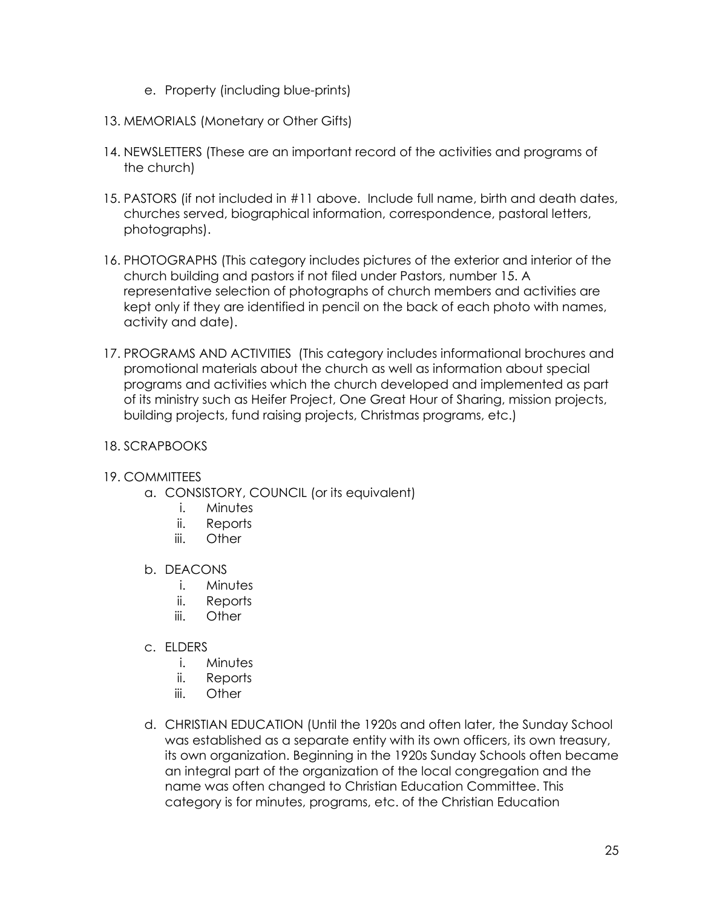e. Property (including blue-prints)

13. MEMORIALS (Monetary or Other Gifts)

14. NEWSLETTERS (These are an important record of the activities and programs of the church)

15. PASTORS (if not included in #11 above. Include full name, birth and death dates, churches served, biographical information, correspondence, pastoral letters, photographs).

16. PHOTOGRAPHS (This category includes pictures of the exterior and interior of the church building and pastors if not filed under Pastors, number 15. A representative selection of photographs of church members and activities are kept only if they are identified in pencil on the back of each photo with names, activity and date).

17. PROGRAMS AND ACTIVITIES (This category includes informational brochures and promotional materials about the church as well as information about special programs and activities which the church developed and implemented as part of its ministry such as Heifer Project, One Great Hour of Sharing, mission projects, building projects, fund raising projects, Christmas programs, etc.)

18. SCRAPBOOKS

19. COMMITTEES
   a. CONSISTORY, COUNCIL (or its equivalent)
      i. Minutes
      ii. Reports
      iii. Other

   b. DEACONS
      i. Minutes
      ii. Reports
      iii. Other

   c. ELDERS
      i. Minutes
      ii. Reports
      iii. Other

   d. CHRISTIAN EDUCATION (Until the 1920s and often later, the Sunday School was established as a separate entity with its own officers, its own treasury, its own organization. Beginning in the 1920s Sunday Schools often became an integral part of the organization of the local congregation and the name was often changed to Christian Education Committee. This category is for minutes, programs, etc. of the Christian Education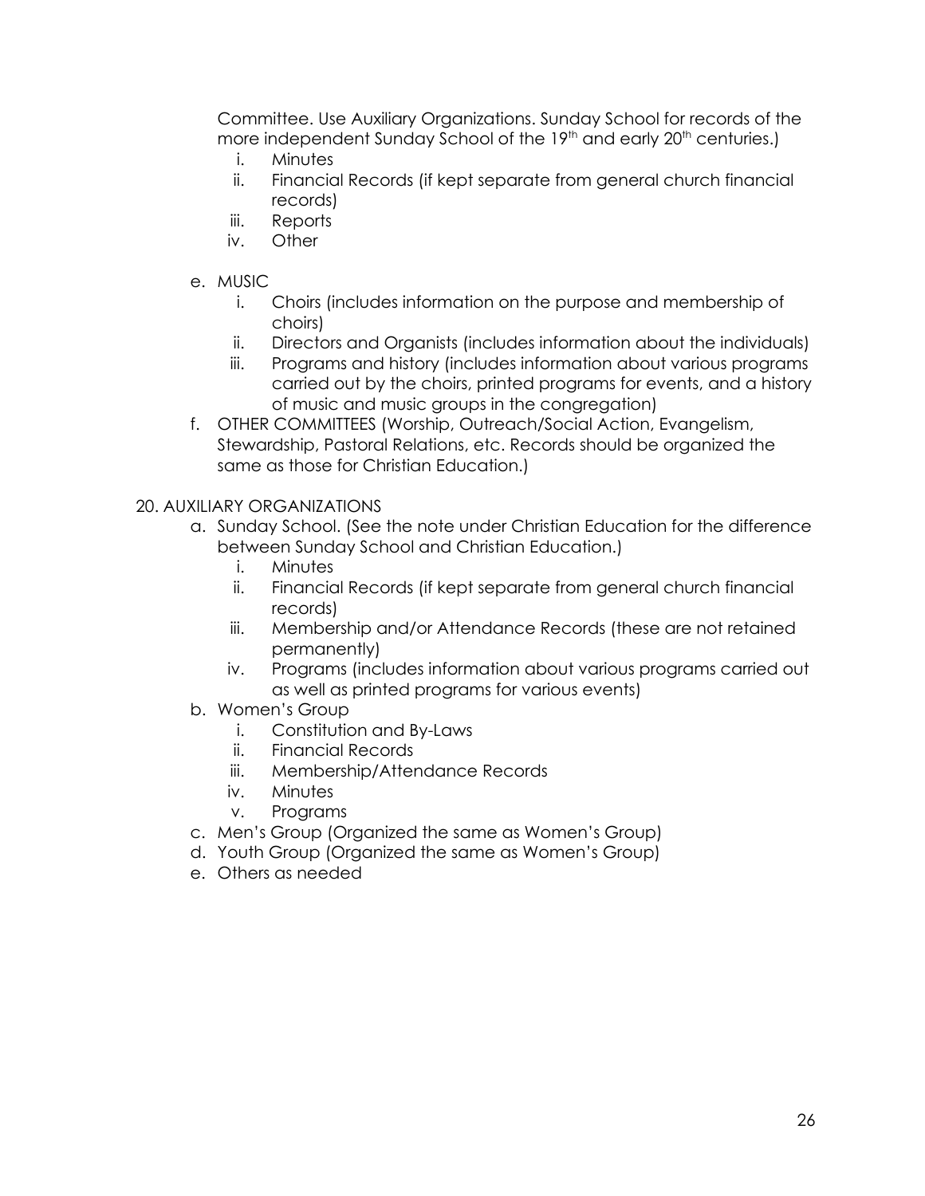Committee. Use Auxiliary Organizations. Sunday School for records of the more independent Sunday School of the 19th and early 20th centuries.)

   i. Minutes
   ii. Financial Records (if kept separate from general church financial records)
   iii. Reports
   iv. Other

e. MUSIC
   i. Choirs (includes information on the purpose and membership of choirs)
   ii. Directors and Organists (includes information about the individuals)
   iii. Programs and history (includes information about various programs carried out by the choirs, printed programs for events, and a history of music and music groups in the congregation)

f. OTHER COMMITTEES (Worship, Outreach/Social Action, Evangelism, Stewardship, Pastoral Relations, etc. Records should be organized the same as those for Christian Education.)

20. AUXILIARY ORGANIZATIONS

a. Sunday School. (See the note under Christian Education for the difference between Sunday School and Christian Education.)
   i. Minutes
   ii. Financial Records (if kept separate from general church financial records)
   iii. Membership and/or Attendance Records (these are not retained permanently)
   iv. Programs (includes information about various programs carried out as well as printed programs for various events)

b. Women's Group
   i. Constitution and By-Laws
   ii. Financial Records
   iii. Membership/Attendance Records
   iv. Minutes
   v. Programs

c. Men's Group (Organized the same as Women's Group)

d. Youth Group (Organized the same as Women's Group)

e. Others as needed